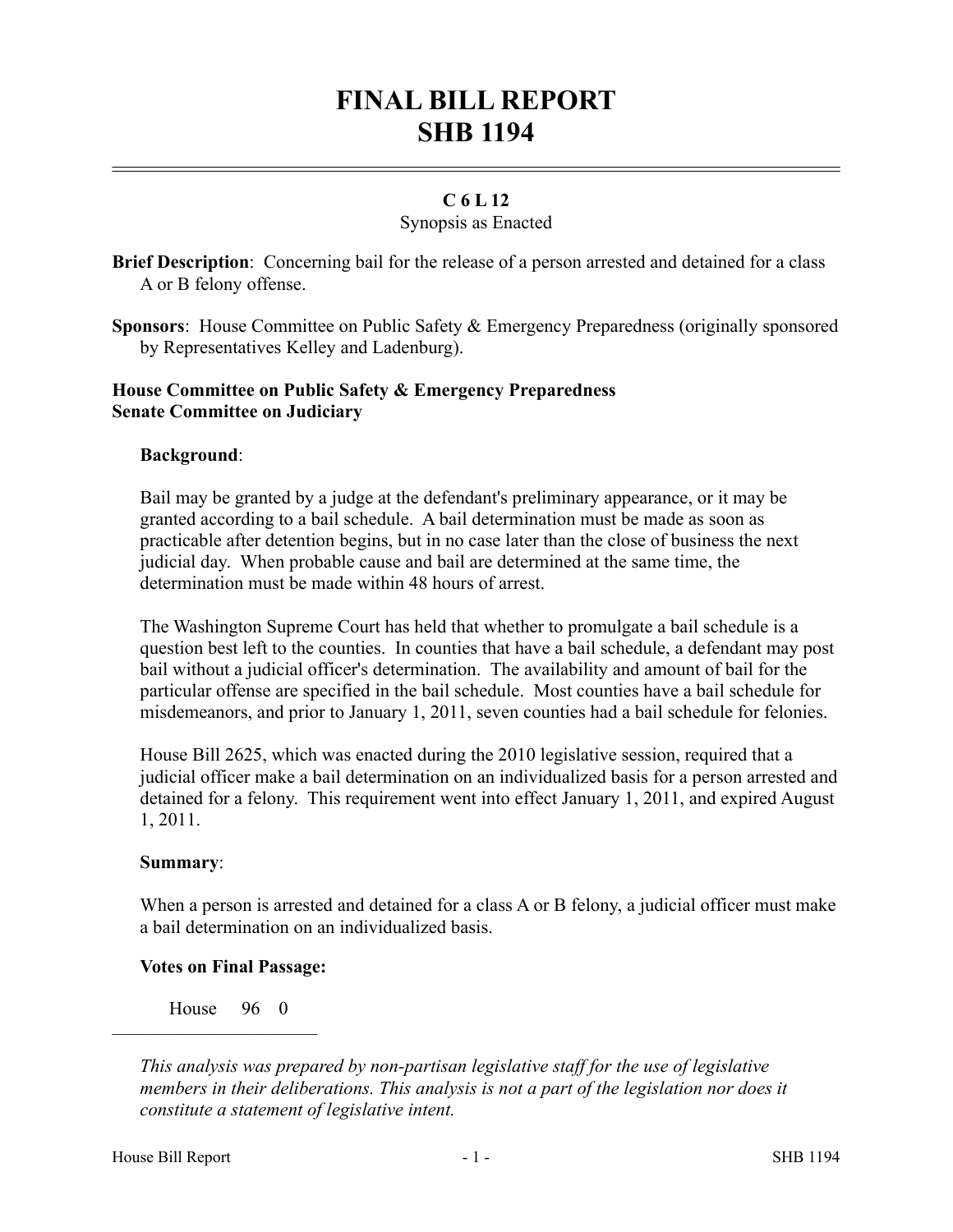# FINAL BILL REPORT
# SHB 1194

**C 6 L 12**

Synopsis as Enacted

**Brief Description**: Concerning bail for the release of a person arrested and detained for a class A or B felony offense.

**Sponsors**: House Committee on Public Safety & Emergency Preparedness (originally sponsored by Representatives Kelley and Ladenburg).

**House Committee on Public Safety & Emergency Preparedness**
**Senate Committee on Judiciary**

**Background**:

Bail may be granted by a judge at the defendant's preliminary appearance, or it may be granted according to a bail schedule. A bail determination must be made as soon as practicable after detention begins, but in no case later than the close of business the next judicial day. When probable cause and bail are determined at the same time, the determination must be made within 48 hours of arrest.

The Washington Supreme Court has held that whether to promulgate a bail schedule is a question best left to the counties. In counties that have a bail schedule, a defendant may post bail without a judicial officer's determination. The availability and amount of bail for the particular offense are specified in the bail schedule. Most counties have a bail schedule for misdemeanors, and prior to January 1, 2011, seven counties had a bail schedule for felonies.

House Bill 2625, which was enacted during the 2010 legislative session, required that a judicial officer make a bail determination on an individualized basis for a person arrested and detained for a felony. This requirement went into effect January 1, 2011, and expired August 1, 2011.

**Summary**:

When a person is arrested and detained for a class A or B felony, a judicial officer must make a bail determination on an individualized basis.

**Votes on Final Passage:**

House 96 0

---

*This analysis was prepared by non-partisan legislative staff for the use of legislative members in their deliberations. This analysis is not a part of the legislation nor does it constitute a statement of legislative intent.*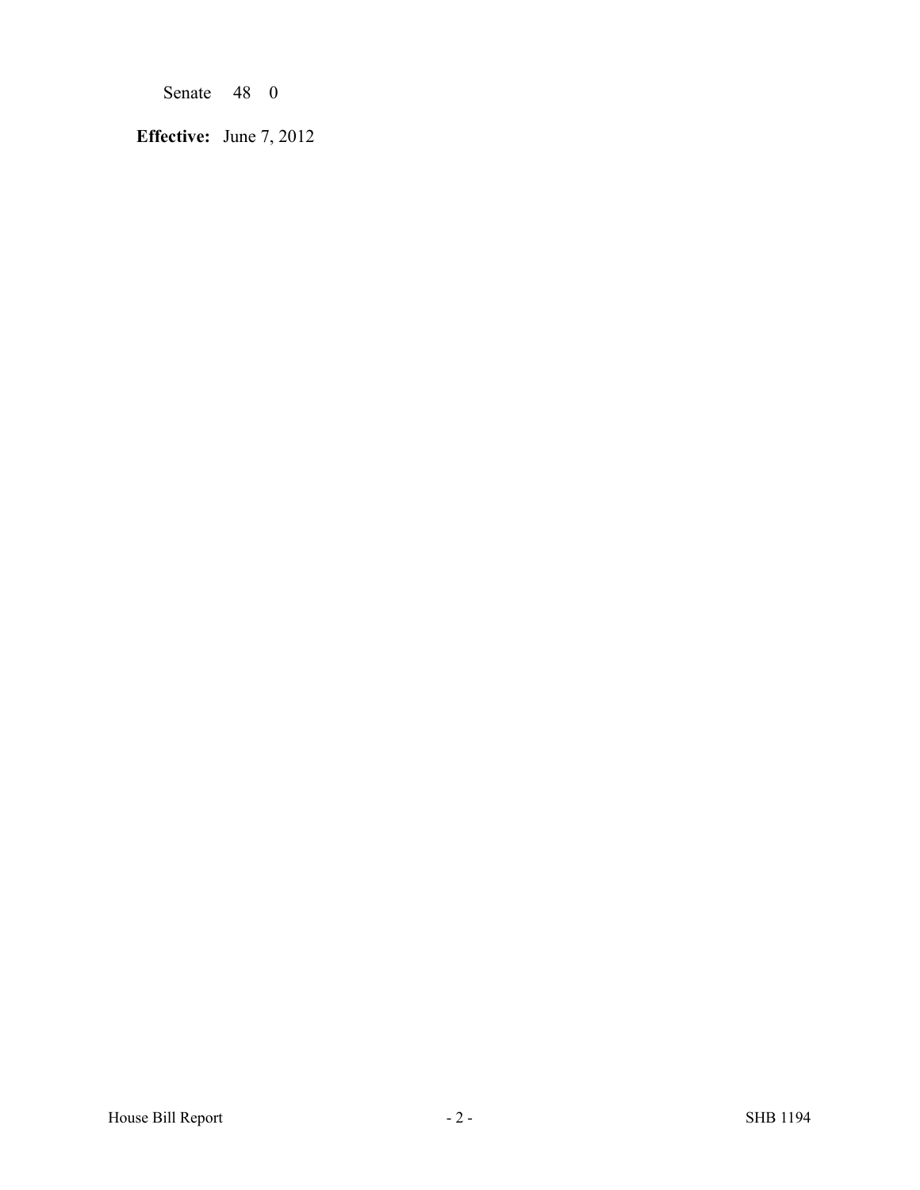Senate 48 0

**Effective:** June 7, 2012